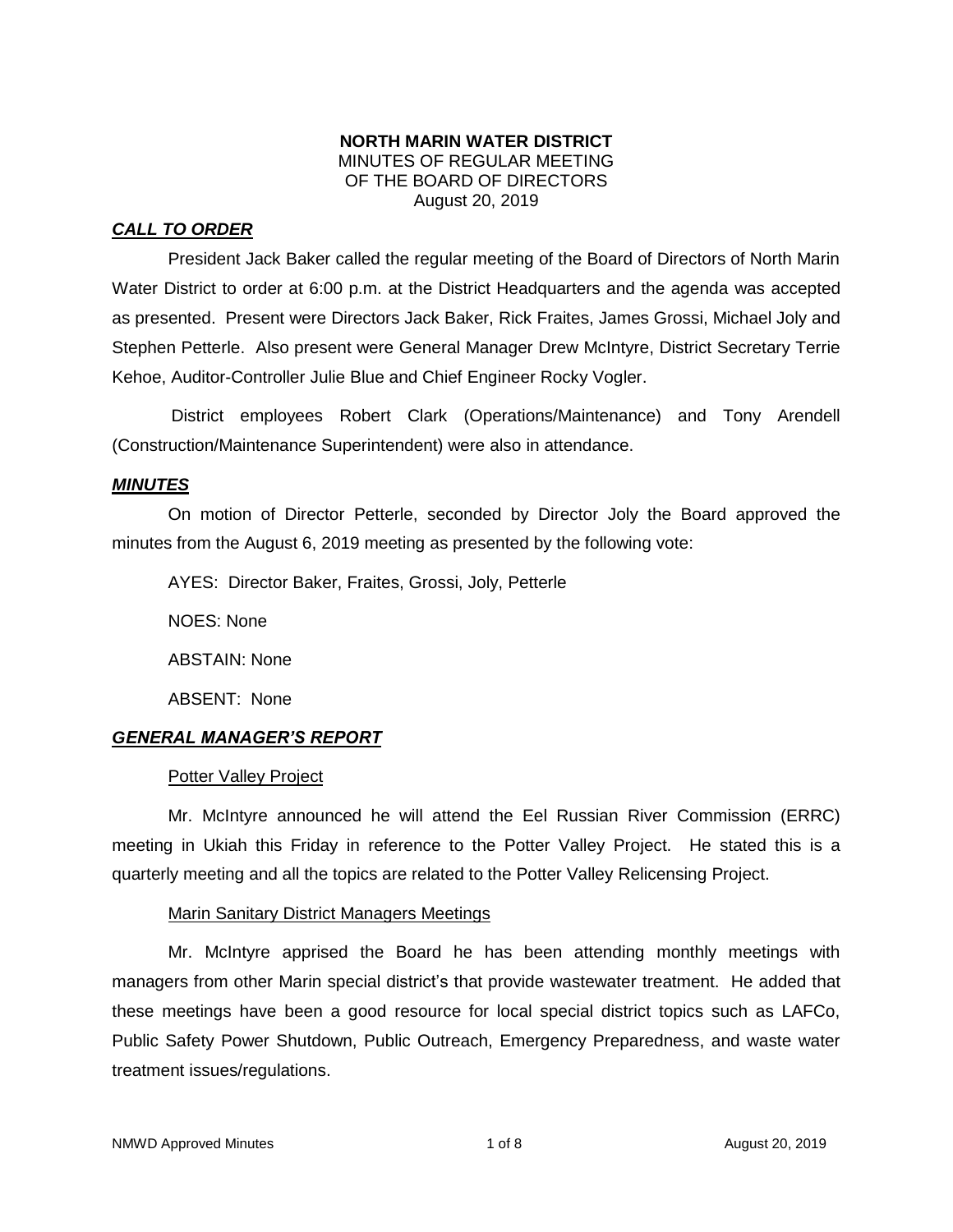**NORTH MARIN WATER DISTRICT**
MINUTES OF REGULAR MEETING
OF THE BOARD OF DIRECTORS
August 20, 2019

***CALL TO ORDER***

President Jack Baker called the regular meeting of the Board of Directors of North Marin Water District to order at 6:00 p.m. at the District Headquarters and the agenda was accepted as presented. Present were Directors Jack Baker, Rick Fraites, James Grossi, Michael Joly and Stephen Petterle. Also present were General Manager Drew McIntyre, District Secretary Terrie Kehoe, Auditor-Controller Julie Blue and Chief Engineer Rocky Vogler.

District employees Robert Clark (Operations/Maintenance) and Tony Arendell (Construction/Maintenance Superintendent) were also in attendance.

***MINUTES***

On motion of Director Petterle, seconded by Director Joly the Board approved the minutes from the August 6, 2019 meeting as presented by the following vote:

AYES: Director Baker, Fraites, Grossi, Joly, Petterle

NOES: None

ABSTAIN: None

ABSENT: None

***GENERAL MANAGER'S REPORT***

Potter Valley Project

Mr. McIntyre announced he will attend the Eel Russian River Commission (ERRC) meeting in Ukiah this Friday in reference to the Potter Valley Project. He stated this is a quarterly meeting and all the topics are related to the Potter Valley Relicensing Project.

Marin Sanitary District Managers Meetings

Mr. McIntyre apprised the Board he has been attending monthly meetings with managers from other Marin special district's that provide wastewater treatment. He added that these meetings have been a good resource for local special district topics such as LAFCo, Public Safety Power Shutdown, Public Outreach, Emergency Preparedness, and waste water treatment issues/regulations.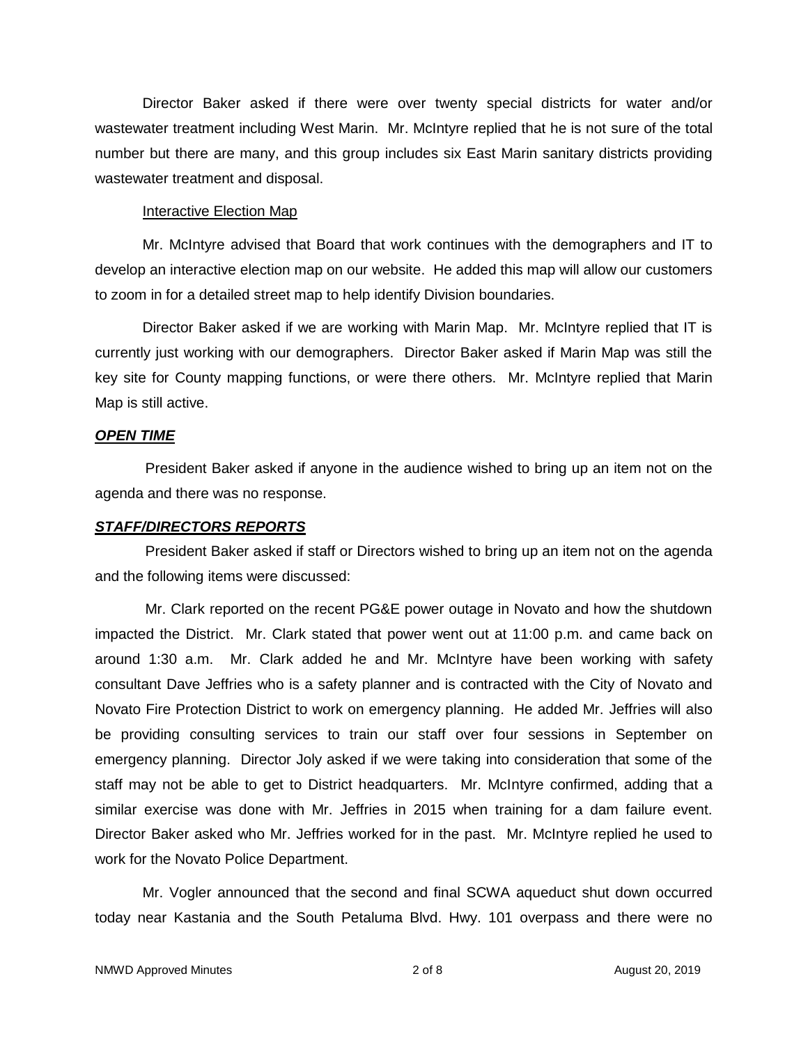Director Baker asked if there were over twenty special districts for water and/or wastewater treatment including West Marin. Mr. McIntyre replied that he is not sure of the total number but there are many, and this group includes six East Marin sanitary districts providing wastewater treatment and disposal.

Interactive Election Map

Mr. McIntyre advised that Board that work continues with the demographers and IT to develop an interactive election map on our website. He added this map will allow our customers to zoom in for a detailed street map to help identify Division boundaries.

Director Baker asked if we are working with Marin Map. Mr. McIntyre replied that IT is currently just working with our demographers. Director Baker asked if Marin Map was still the key site for County mapping functions, or were there others. Mr. McIntyre replied that Marin Map is still active.

***OPEN TIME***

President Baker asked if anyone in the audience wished to bring up an item not on the agenda and there was no response.

***STAFF/DIRECTORS REPORTS***

President Baker asked if staff or Directors wished to bring up an item not on the agenda and the following items were discussed:

Mr. Clark reported on the recent PG&E power outage in Novato and how the shutdown impacted the District. Mr. Clark stated that power went out at 11:00 p.m. and came back on around 1:30 a.m. Mr. Clark added he and Mr. McIntyre have been working with safety consultant Dave Jeffries who is a safety planner and is contracted with the City of Novato and Novato Fire Protection District to work on emergency planning. He added Mr. Jeffries will also be providing consulting services to train our staff over four sessions in September on emergency planning. Director Joly asked if we were taking into consideration that some of the staff may not be able to get to District headquarters. Mr. McIntyre confirmed, adding that a similar exercise was done with Mr. Jeffries in 2015 when training for a dam failure event. Director Baker asked who Mr. Jeffries worked for in the past. Mr. McIntyre replied he used to work for the Novato Police Department.

Mr. Vogler announced that the second and final SCWA aqueduct shut down occurred today near Kastania and the South Petaluma Blvd. Hwy. 101 overpass and there were no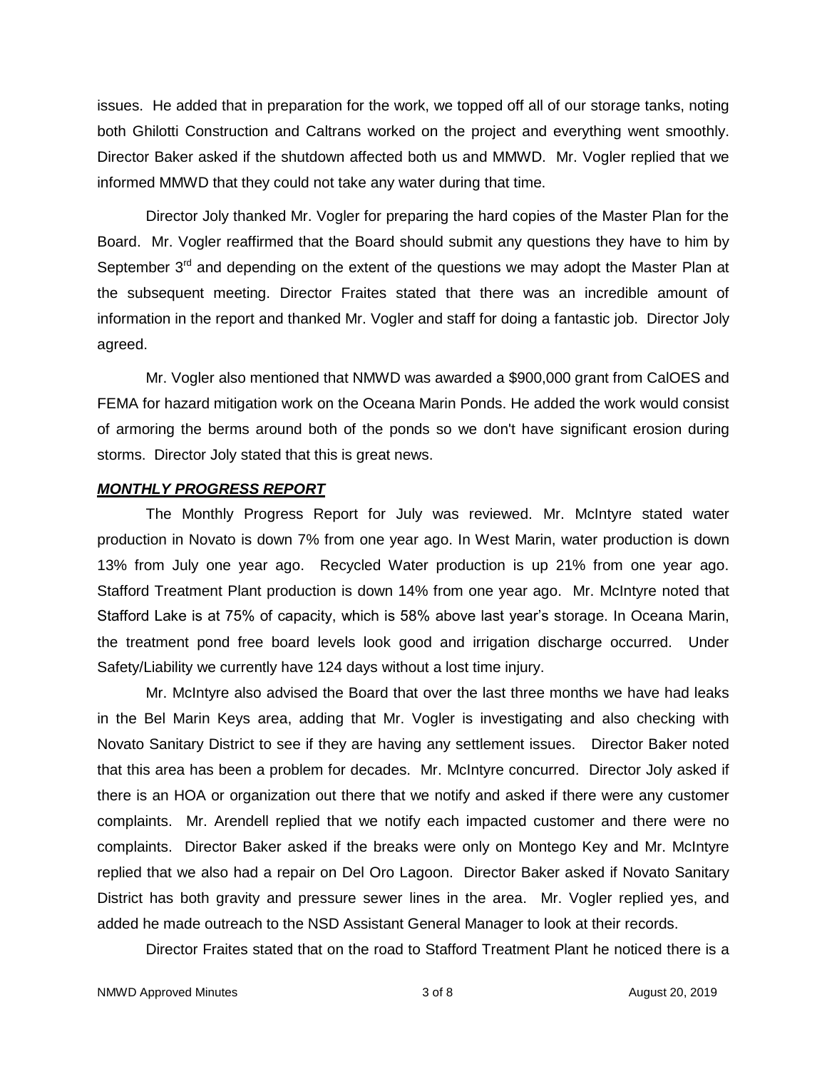issues. He added that in preparation for the work, we topped off all of our storage tanks, noting both Ghilotti Construction and Caltrans worked on the project and everything went smoothly. Director Baker asked if the shutdown affected both us and MMWD. Mr. Vogler replied that we informed MMWD that they could not take any water during that time.

Director Joly thanked Mr. Vogler for preparing the hard copies of the Master Plan for the Board. Mr. Vogler reaffirmed that the Board should submit any questions they have to him by September 3rd and depending on the extent of the questions we may adopt the Master Plan at the subsequent meeting. Director Fraites stated that there was an incredible amount of information in the report and thanked Mr. Vogler and staff for doing a fantastic job. Director Joly agreed.

Mr. Vogler also mentioned that NMWD was awarded a $900,000 grant from CalOES and FEMA for hazard mitigation work on the Oceana Marin Ponds. He added the work would consist of armoring the berms around both of the ponds so we don't have significant erosion during storms. Director Joly stated that this is great news.

***MONTHLY PROGRESS REPORT***

The Monthly Progress Report for July was reviewed. Mr. McIntyre stated water production in Novato is down 7% from one year ago. In West Marin, water production is down 13% from July one year ago. Recycled Water production is up 21% from one year ago. Stafford Treatment Plant production is down 14% from one year ago. Mr. McIntyre noted that Stafford Lake is at 75% of capacity, which is 58% above last year's storage. In Oceana Marin, the treatment pond free board levels look good and irrigation discharge occurred. Under Safety/Liability we currently have 124 days without a lost time injury.

Mr. McIntyre also advised the Board that over the last three months we have had leaks in the Bel Marin Keys area, adding that Mr. Vogler is investigating and also checking with Novato Sanitary District to see if they are having any settlement issues. Director Baker noted that this area has been a problem for decades. Mr. McIntyre concurred. Director Joly asked if there is an HOA or organization out there that we notify and asked if there were any customer complaints. Mr. Arendell replied that we notify each impacted customer and there were no complaints. Director Baker asked if the breaks were only on Montego Key and Mr. McIntyre replied that we also had a repair on Del Oro Lagoon. Director Baker asked if Novato Sanitary District has both gravity and pressure sewer lines in the area. Mr. Vogler replied yes, and added he made outreach to the NSD Assistant General Manager to look at their records.

Director Fraites stated that on the road to Stafford Treatment Plant he noticed there is a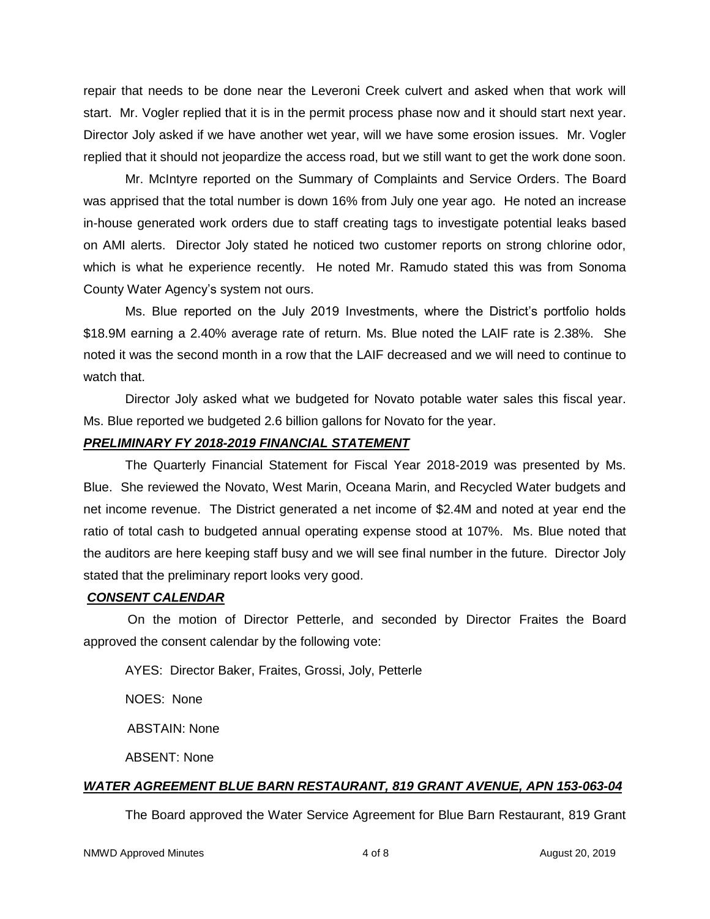repair that needs to be done near the Leveroni Creek culvert and asked when that work will start. Mr. Vogler replied that it is in the permit process phase now and it should start next year. Director Joly asked if we have another wet year, will we have some erosion issues. Mr. Vogler replied that it should not jeopardize the access road, but we still want to get the work done soon.

Mr. McIntyre reported on the Summary of Complaints and Service Orders. The Board was apprised that the total number is down 16% from July one year ago. He noted an increase in-house generated work orders due to staff creating tags to investigate potential leaks based on AMI alerts. Director Joly stated he noticed two customer reports on strong chlorine odor, which is what he experience recently. He noted Mr. Ramudo stated this was from Sonoma County Water Agency's system not ours.

Ms. Blue reported on the July 2019 Investments, where the District's portfolio holds \$18.9M earning a 2.40% average rate of return. Ms. Blue noted the LAIF rate is 2.38%. She noted it was the second month in a row that the LAIF decreased and we will need to continue to watch that.

Director Joly asked what we budgeted for Novato potable water sales this fiscal year. Ms. Blue reported we budgeted 2.6 billion gallons for Novato for the year.

***PRELIMINARY FY 2018-2019 FINANCIAL STATEMENT***

The Quarterly Financial Statement for Fiscal Year 2018-2019 was presented by Ms. Blue. She reviewed the Novato, West Marin, Oceana Marin, and Recycled Water budgets and net income revenue. The District generated a net income of \$2.4M and noted at year end the ratio of total cash to budgeted annual operating expense stood at 107%. Ms. Blue noted that the auditors are here keeping staff busy and we will see final number in the future. Director Joly stated that the preliminary report looks very good.

***CONSENT CALENDAR***

On the motion of Director Petterle, and seconded by Director Fraites the Board approved the consent calendar by the following vote:

AYES: Director Baker, Fraites, Grossi, Joly, Petterle

NOES: None

ABSTAIN: None

ABSENT: None

***WATER AGREEMENT BLUE BARN RESTAURANT, 819 GRANT AVENUE, APN 153-063-04***

The Board approved the Water Service Agreement for Blue Barn Restaurant, 819 Grant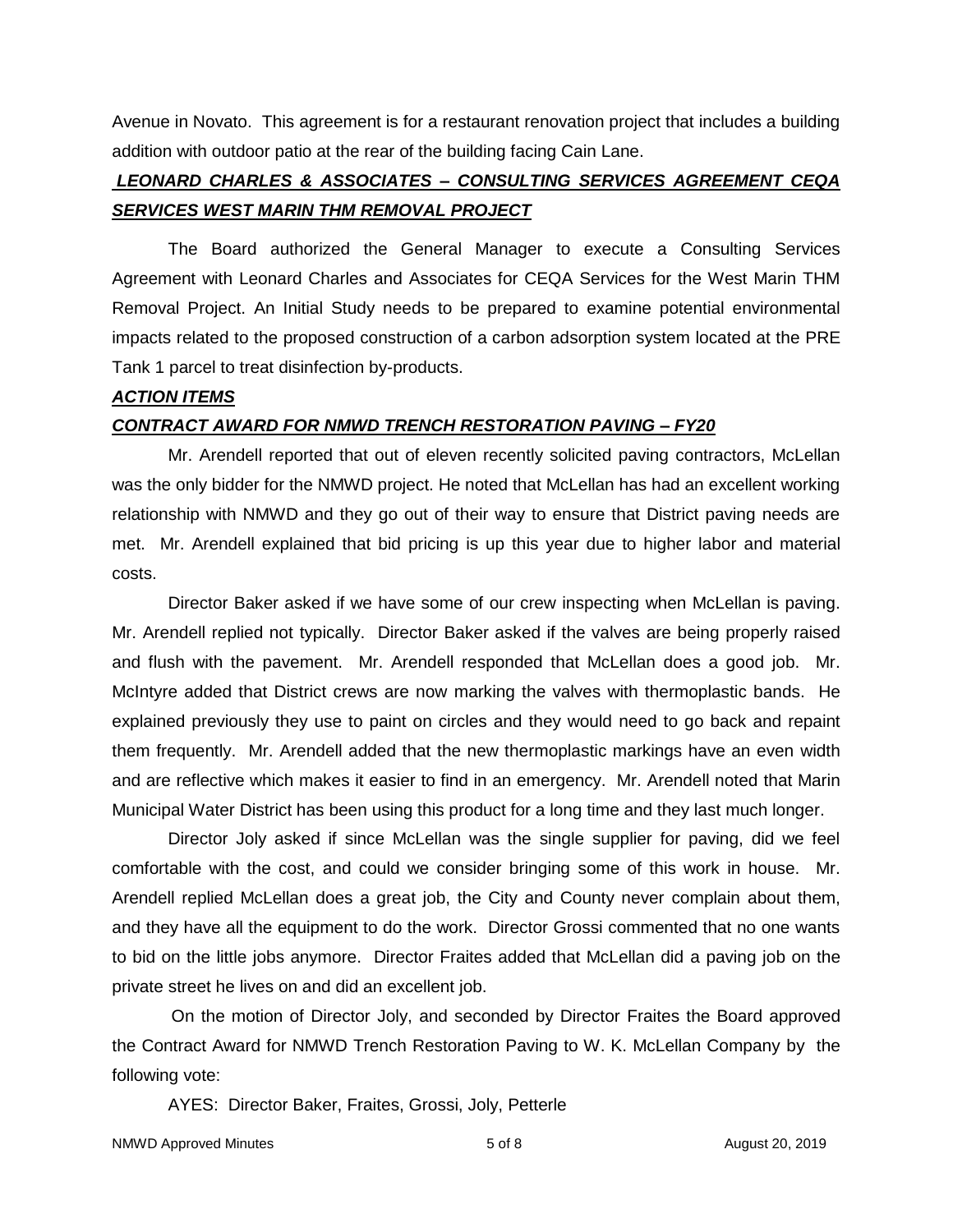Avenue in Novato. This agreement is for a restaurant renovation project that includes a building addition with outdoor patio at the rear of the building facing Cain Lane.

***LEONARD CHARLES & ASSOCIATES – CONSULTING SERVICES AGREEMENT CEQA SERVICES WEST MARIN THM REMOVAL PROJECT***

The Board authorized the General Manager to execute a Consulting Services Agreement with Leonard Charles and Associates for CEQA Services for the West Marin THM Removal Project. An Initial Study needs to be prepared to examine potential environmental impacts related to the proposed construction of a carbon adsorption system located at the PRE Tank 1 parcel to treat disinfection by-products.

***ACTION ITEMS***

***CONTRACT AWARD FOR NMWD TRENCH RESTORATION PAVING – FY20***

Mr. Arendell reported that out of eleven recently solicited paving contractors, McLellan was the only bidder for the NMWD project. He noted that McLellan has had an excellent working relationship with NMWD and they go out of their way to ensure that District paving needs are met. Mr. Arendell explained that bid pricing is up this year due to higher labor and material costs.

Director Baker asked if we have some of our crew inspecting when McLellan is paving. Mr. Arendell replied not typically. Director Baker asked if the valves are being properly raised and flush with the pavement. Mr. Arendell responded that McLellan does a good job. Mr. McIntyre added that District crews are now marking the valves with thermoplastic bands. He explained previously they use to paint on circles and they would need to go back and repaint them frequently. Mr. Arendell added that the new thermoplastic markings have an even width and are reflective which makes it easier to find in an emergency. Mr. Arendell noted that Marin Municipal Water District has been using this product for a long time and they last much longer.

Director Joly asked if since McLellan was the single supplier for paving, did we feel comfortable with the cost, and could we consider bringing some of this work in house. Mr. Arendell replied McLellan does a great job, the City and County never complain about them, and they have all the equipment to do the work. Director Grossi commented that no one wants to bid on the little jobs anymore. Director Fraites added that McLellan did a paving job on the private street he lives on and did an excellent job.

On the motion of Director Joly, and seconded by Director Fraites the Board approved the Contract Award for NMWD Trench Restoration Paving to W. K. McLellan Company by the following vote:

AYES: Director Baker, Fraites, Grossi, Joly, Petterle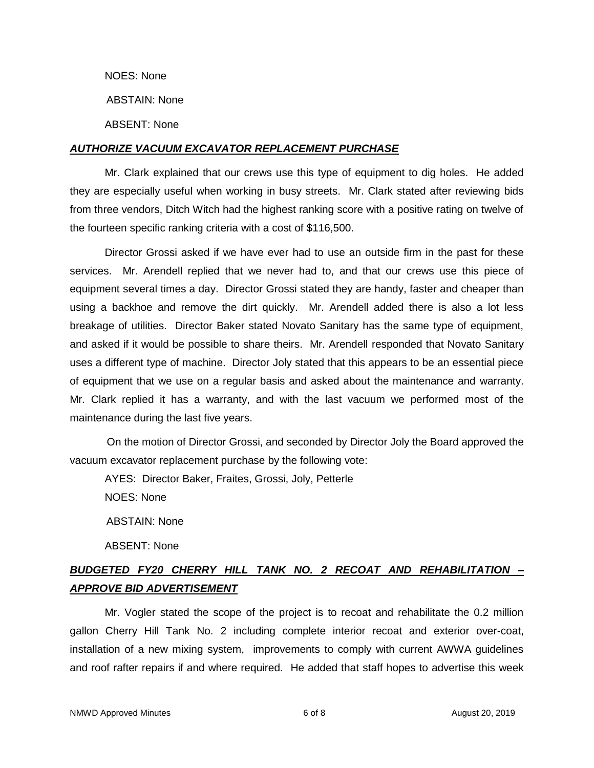NOES: None

ABSTAIN: None

ABSENT: None

***AUTHORIZE VACUUM EXCAVATOR REPLACEMENT PURCHASE***

Mr. Clark explained that our crews use this type of equipment to dig holes. He added they are especially useful when working in busy streets. Mr. Clark stated after reviewing bids from three vendors, Ditch Witch had the highest ranking score with a positive rating on twelve of the fourteen specific ranking criteria with a cost of $116,500.

Director Grossi asked if we have ever had to use an outside firm in the past for these services. Mr. Arendell replied that we never had to, and that our crews use this piece of equipment several times a day. Director Grossi stated they are handy, faster and cheaper than using a backhoe and remove the dirt quickly. Mr. Arendell added there is also a lot less breakage of utilities. Director Baker stated Novato Sanitary has the same type of equipment, and asked if it would be possible to share theirs. Mr. Arendell responded that Novato Sanitary uses a different type of machine. Director Joly stated that this appears to be an essential piece of equipment that we use on a regular basis and asked about the maintenance and warranty. Mr. Clark replied it has a warranty, and with the last vacuum we performed most of the maintenance during the last five years.

On the motion of Director Grossi, and seconded by Director Joly the Board approved the vacuum excavator replacement purchase by the following vote:

AYES: Director Baker, Fraites, Grossi, Joly, Petterle

NOES: None

ABSTAIN: None

ABSENT: None

***BUDGETED FY20 CHERRY HILL TANK NO. 2 RECOAT AND REHABILITATION – APPROVE BID ADVERTISEMENT***

Mr. Vogler stated the scope of the project is to recoat and rehabilitate the 0.2 million gallon Cherry Hill Tank No. 2 including complete interior recoat and exterior over-coat, installation of a new mixing system, improvements to comply with current AWWA guidelines and roof rafter repairs if and where required. He added that staff hopes to advertise this week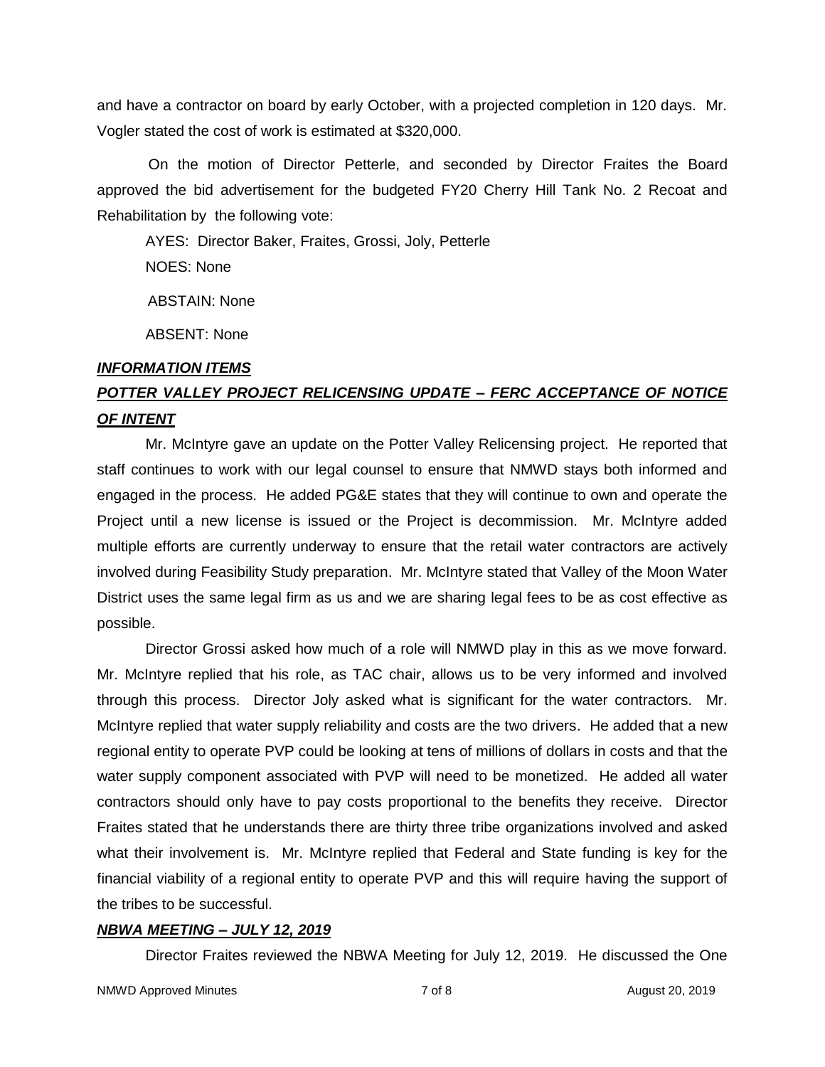and have a contractor on board by early October, with a projected completion in 120 days. Mr. Vogler stated the cost of work is estimated at $320,000.

On the motion of Director Petterle, and seconded by Director Fraites the Board approved the bid advertisement for the budgeted FY20 Cherry Hill Tank No. 2 Recoat and Rehabilitation by the following vote:

AYES: Director Baker, Fraites, Grossi, Joly, Petterle

NOES: None

ABSTAIN: None

ABSENT: None

***INFORMATION ITEMS***

***POTTER VALLEY PROJECT RELICENSING UPDATE – FERC ACCEPTANCE OF NOTICE OF INTENT***

Mr. McIntyre gave an update on the Potter Valley Relicensing project. He reported that staff continues to work with our legal counsel to ensure that NMWD stays both informed and engaged in the process. He added PG&E states that they will continue to own and operate the Project until a new license is issued or the Project is decommission. Mr. McIntyre added multiple efforts are currently underway to ensure that the retail water contractors are actively involved during Feasibility Study preparation. Mr. McIntyre stated that Valley of the Moon Water District uses the same legal firm as us and we are sharing legal fees to be as cost effective as possible.

Director Grossi asked how much of a role will NMWD play in this as we move forward. Mr. McIntyre replied that his role, as TAC chair, allows us to be very informed and involved through this process. Director Joly asked what is significant for the water contractors. Mr. McIntyre replied that water supply reliability and costs are the two drivers. He added that a new regional entity to operate PVP could be looking at tens of millions of dollars in costs and that the water supply component associated with PVP will need to be monetized. He added all water contractors should only have to pay costs proportional to the benefits they receive. Director Fraites stated that he understands there are thirty three tribe organizations involved and asked what their involvement is. Mr. McIntyre replied that Federal and State funding is key for the financial viability of a regional entity to operate PVP and this will require having the support of the tribes to be successful.

***NBWA MEETING – JULY 12, 2019***

Director Fraites reviewed the NBWA Meeting for July 12, 2019. He discussed the One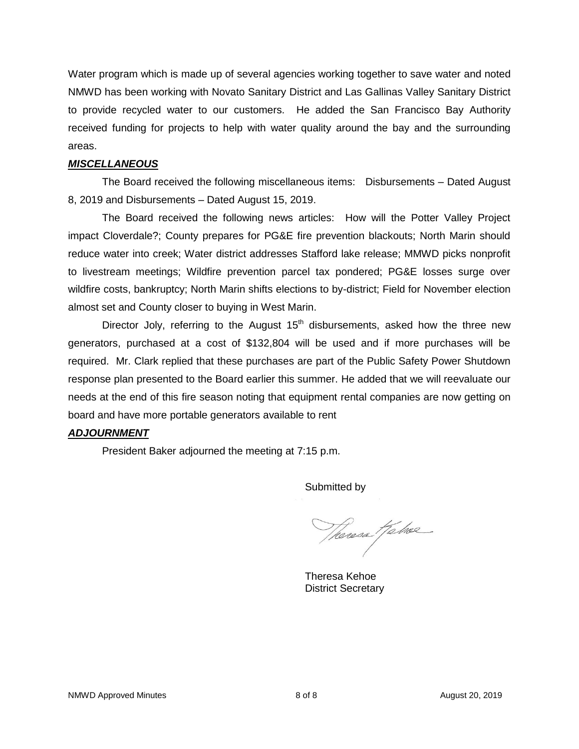Water program which is made up of several agencies working together to save water and noted NMWD has been working with Novato Sanitary District and Las Gallinas Valley Sanitary District to provide recycled water to our customers. He added the San Francisco Bay Authority received funding for projects to help with water quality around the bay and the surrounding areas.

***MISCELLANEOUS***

The Board received the following miscellaneous items: Disbursements – Dated August 8, 2019 and Disbursements – Dated August 15, 2019.

The Board received the following news articles: How will the Potter Valley Project impact Cloverdale?; County prepares for PG&E fire prevention blackouts; North Marin should reduce water into creek; Water district addresses Stafford lake release; MMWD picks nonprofit to livestream meetings; Wildfire prevention parcel tax pondered; PG&E losses surge over wildfire costs, bankruptcy; North Marin shifts elections to by-district; Field for November election almost set and County closer to buying in West Marin.

Director Joly, referring to the August 15th disbursements, asked how the three new generators, purchased at a cost of $132,804 will be used and if more purchases will be required. Mr. Clark replied that these purchases are part of the Public Safety Power Shutdown response plan presented to the Board earlier this summer. He added that we will reevaluate our needs at the end of this fire season noting that equipment rental companies are now getting on board and have more portable generators available to rent

***ADJOURNMENT***

President Baker adjourned the meeting at 7:15 p.m.

Submitted by

Theresa Kehoe

Theresa Kehoe
District Secretary